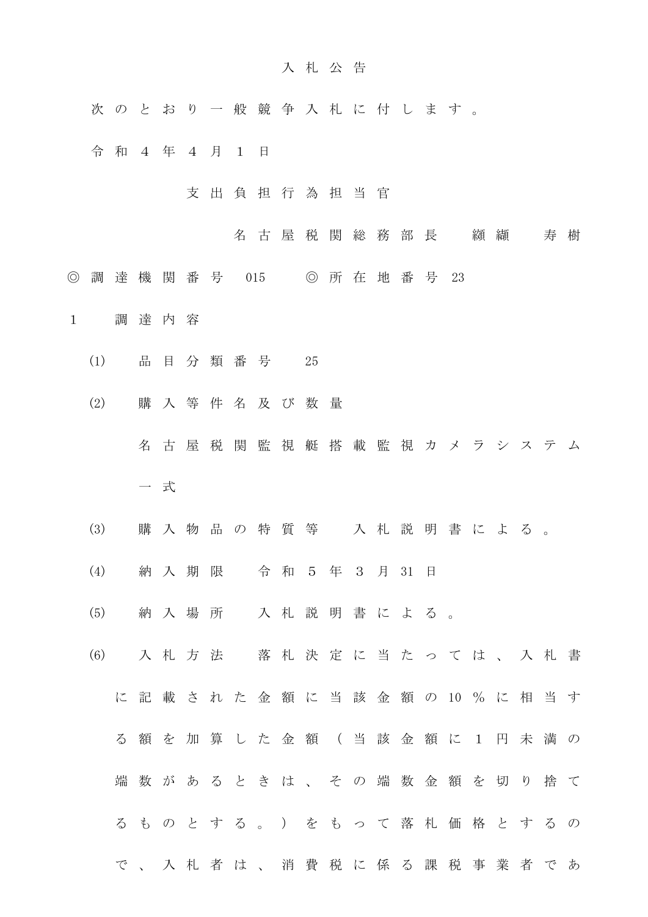# 入札公告

次のとおり一般競争入札に付します。

令和４年４月１日

支出負担行為担当官

名古屋税関総務部長　纐纈　寿樹

◎調達機関番号 015　◎所在地番号 23

１　調達内容

(1)　品目分類番号　25

(2)　購入等件名及び数量

名古屋税関監視艇搭載監視カメラシステム一式

(3)　購入物品の特質等　入札説明書による。

(4)　納入期限　令和５年３月31日

(5)　納入場所　入札説明書による。

(6)　入札方法　落札決定に当たっては、入札書に記載された金額に当該金額の10％に相当する額を加算した金額（当該金額に１円未満の端数があるときは、その端数金額を切り捨てるものとする。）をもって落札価格とするので、入札者は、消費税に係る課税事業者であ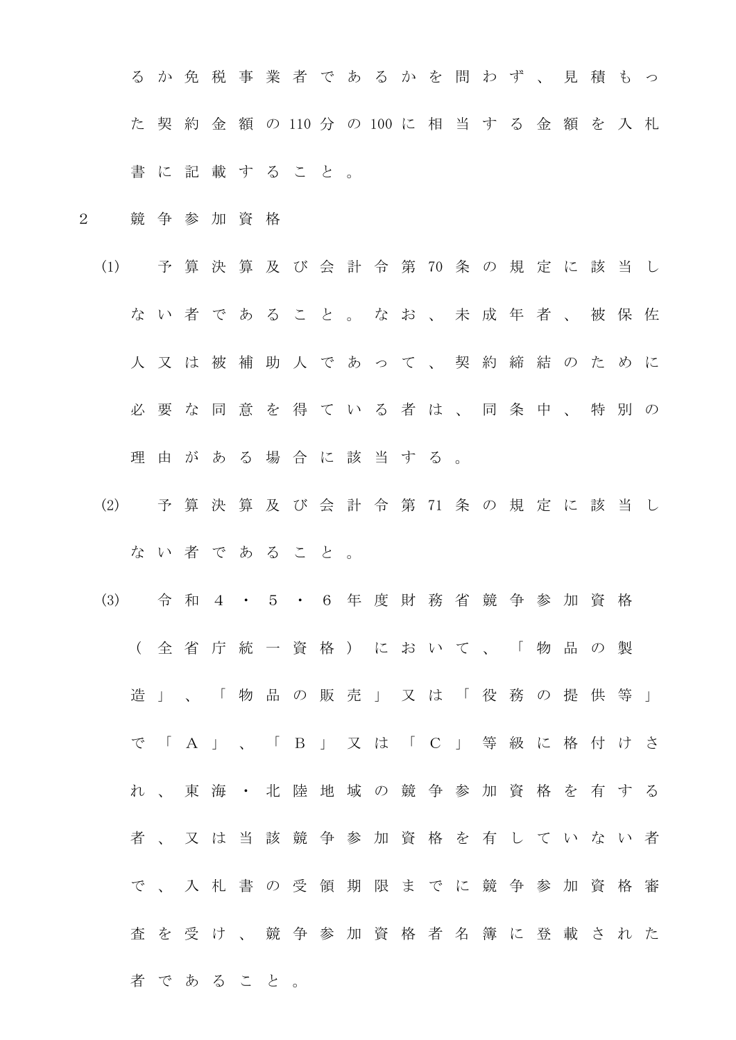るか免税事業者であるかを問わず、見積もった契約金額の110分の100に相当する金額を入札書に記載すること。

2　競争参加資格

(1)　予算決算及び会計令第70条の規定に該当しない者であること。なお、未成年者、被保佐人又は被補助人であって、契約締結のために必要な同意を得ている者は、同条中、特別の理由がある場合に該当する。

(2)　予算決算及び会計令第71条の規定に該当しない者であること。

(3)　令和４・５・６年度財務省競争参加資格（全省庁統一資格）において、「物品の製造」、「物品の販売」又は「役務の提供等」で「Ａ」、「Ｂ」又は「Ｃ」等級に格付けされ、東海・北陸地域の競争参加資格を有する者、又は当該競争参加資格を有していない者で、入札書の受領期限までに競争参加資格審査を受け、競争参加資格者名簿に登載された者であること。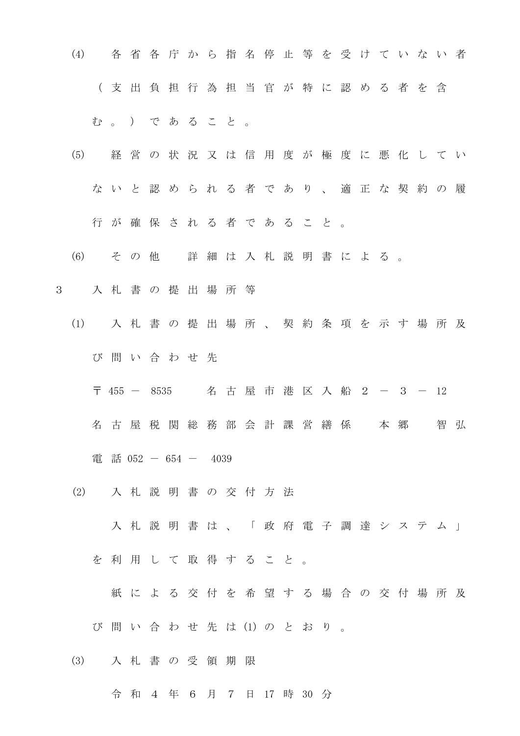(4) 各省各庁から指名停止等を受けていない者（支出負担行為担当官が特に認める者を含む。）であること。

(5) 経営の状況又は信用度が極度に悪化していないと認められる者であり、適正な契約の履行が確保される者であること。

(6) その他　詳細は入札説明書による。

3　入札書の提出場所等

(1) 入札書の提出場所、契約条項を示す場所及び問い合わせ先

〒455－8535　名古屋市港区入船２－３－12

名古屋税関総務部会計課営繕係　本郷　智弘

電話052－654－4039

(2) 入札説明書の交付方法

入札説明書は、「政府電子調達システム」を利用して取得すること。

紙による交付を希望する場合の交付場所及び問い合わせ先は(1)のとおり。

(3) 入札書の受領期限

令和４年６月７日17時30分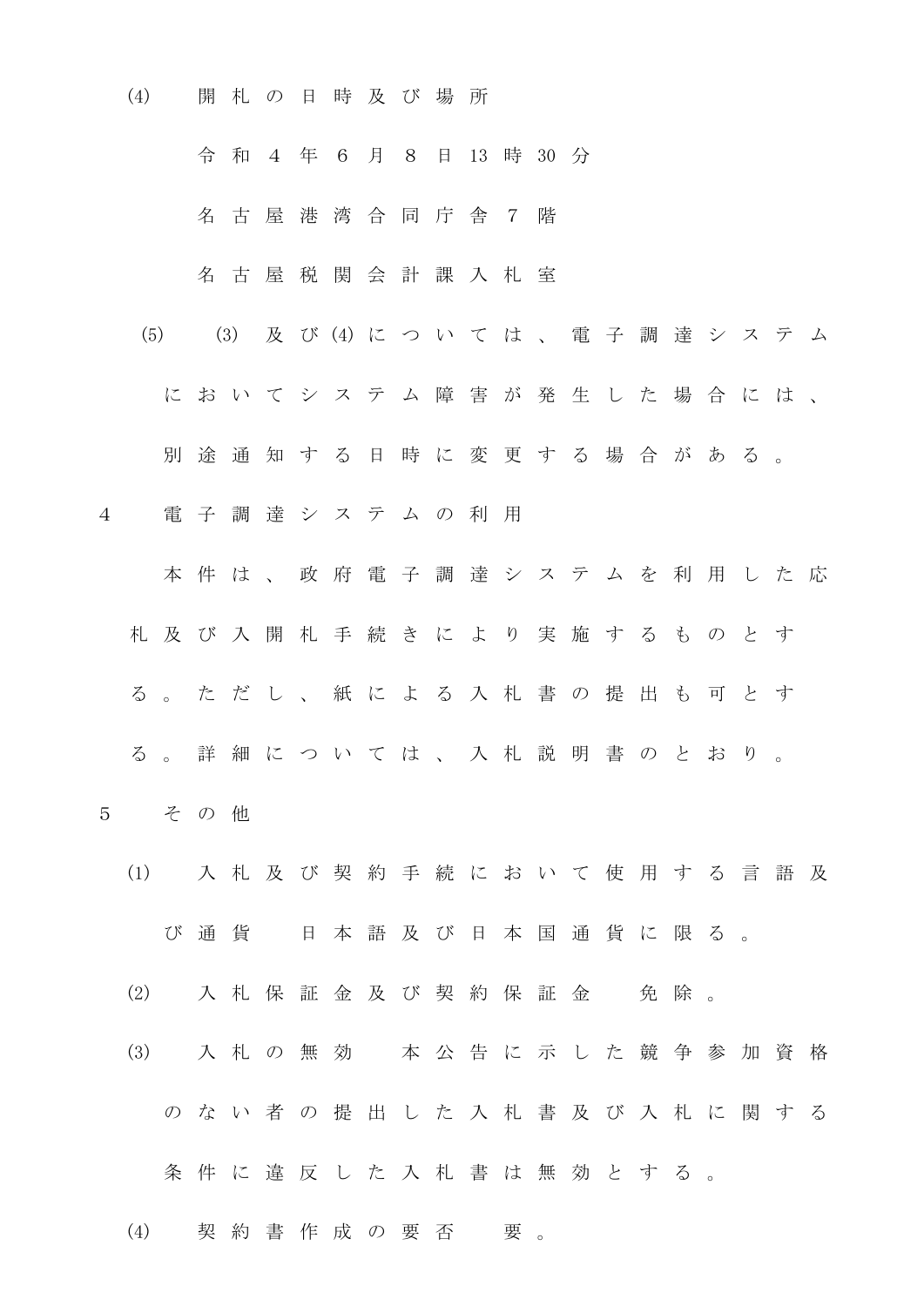(4) 開札の日時及び場所

令和４年６月８日13時30分

名古屋港湾合同庁舎７階

名古屋税関会計課入札室

(5) (3)及び(4)については、電子調達システムにおいてシステム障害が発生した場合には、別途通知する日時に変更する場合がある。

4 電子調達システムの利用

本件は、政府電子調達システムを利用した応札及び入開札手続きにより実施するものとする。ただし、紙による入札書の提出も可とする。詳細については、入札説明書のとおり。

5 その他

(1) 入札及び契約手続において使用する言語及び通貨　日本語及び日本国通貨に限る。

(2) 入札保証金及び契約保証金　免除。

(3) 入札の無効　本公告に示した競争参加資格のない者の提出した入札書及び入札に関する条件に違反した入札書は無効とする。

(4) 契約書作成の要否　要。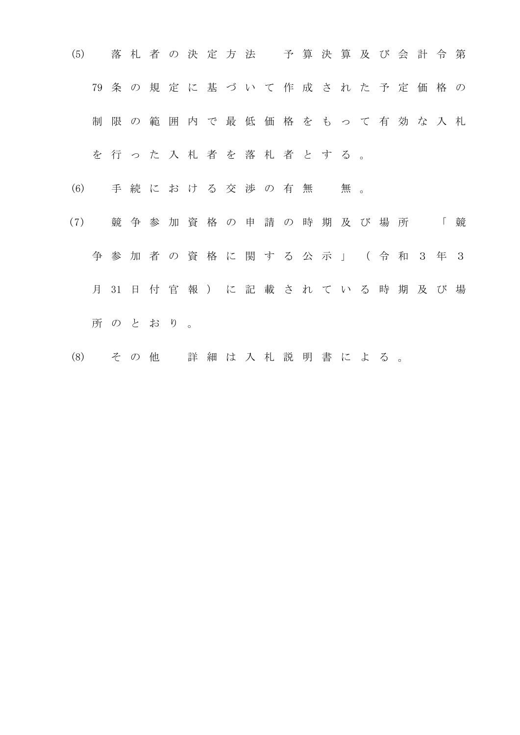(5)　落札者の決定方法　予算決算及び会計令第79条の規定に基づいて作成された予定価格の制限の範囲内で最低価格をもって有効な入札を行った入札者を落札者とする。

(6)　手続における交渉の有無　無。

(7)　競争参加資格の申請の時期及び場所　「競争参加者の資格に関する公示」（令和３年３月31日付官報）に記載されている時期及び場所のとおり。

(8)　その他　詳細は入札説明書による。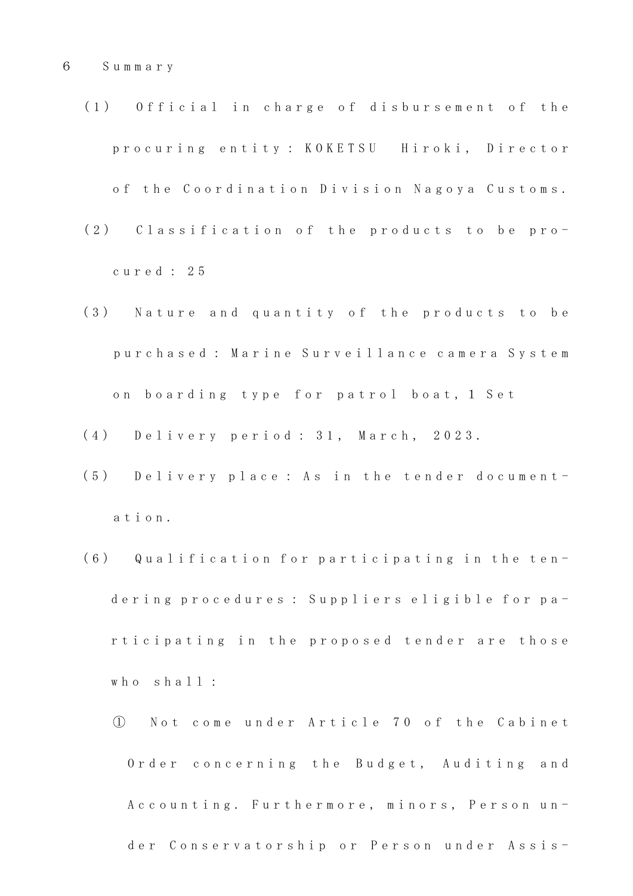6 Summary

(1) Official in charge of disbursement of the procuring entity: KOKETSU Hiroki, Director of the Coordination Division Nagoya Customs.

(2) Classification of the products to be procured: 25

(3) Nature and quantity of the products to be purchased: Marine Surveillance camera System on boarding type for patrol boat, 1 Set

(4) Delivery period: 31, March, 2023.

(5) Delivery place: As in the tender documentation.

(6) Qualification for participating in the tendering procedures: Suppliers eligible for participating in the proposed tender are those who shall:

① Not come under Article 70 of the Cabinet Order concerning the Budget, Auditing and Accounting. Furthermore, minors, Person under Conservatorship or Person under Assis-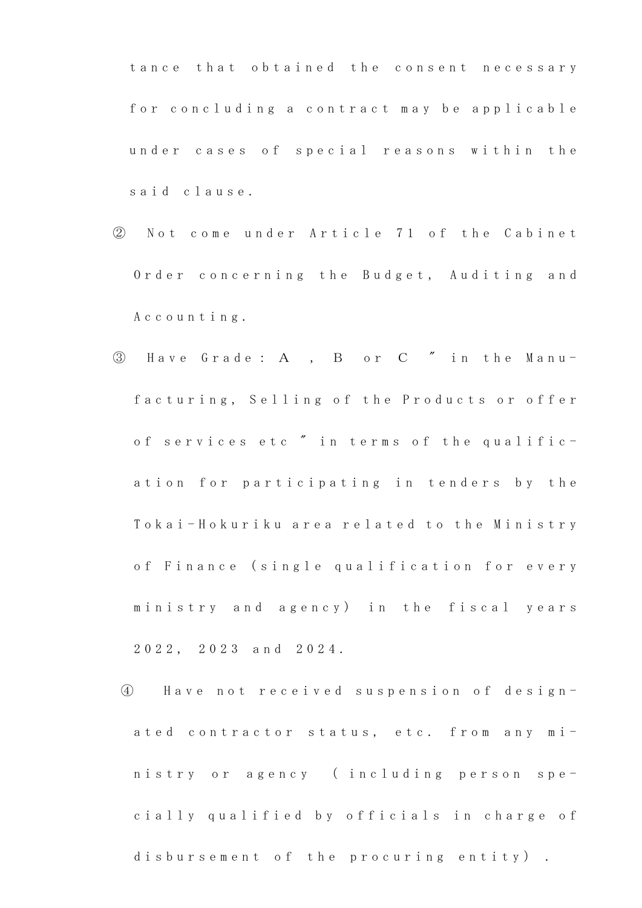tance that obtained the consent necessary for concluding a contract may be applicable under cases of special reasons within the said clause.

② Not come under Article 71 of the Cabinet Order concerning the Budget, Auditing and Accounting.

③ Have Grade : A , B or C ″ in the Manufacturing, Selling of the Products or offer of services etc ″ in terms of the qualification for participating in tenders by the Tokai-Hokuriku area related to the Ministry of Finance (single qualification for every ministry and agency) in the fiscal years 2022, 2023 and 2024.

④ Have not received suspension of designated contractor status, etc. from any ministry or agency (including person specially qualified by officials in charge of disbursement of the procuring entity) .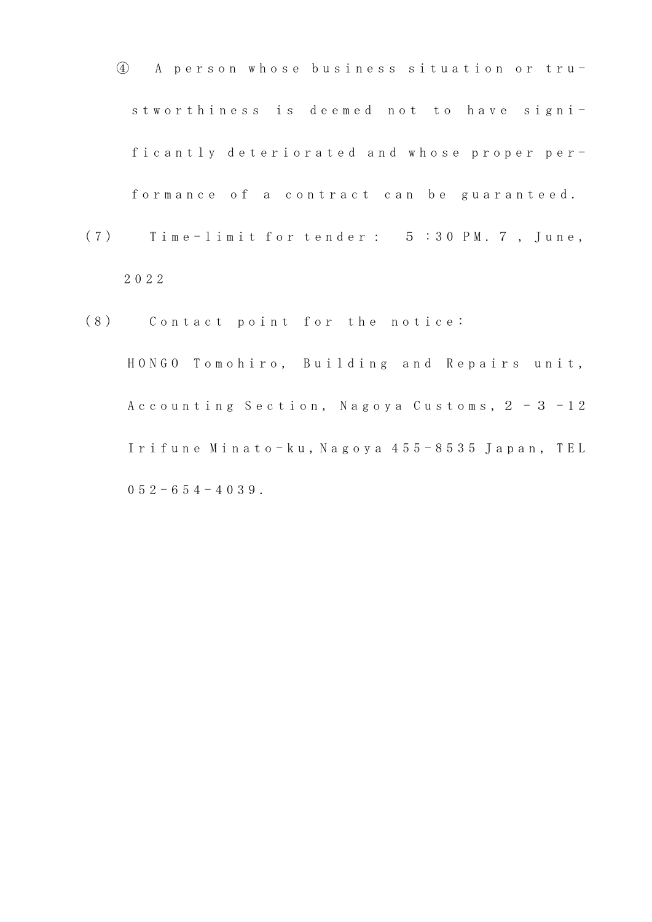④ A person whose business situation or trustworthiness is deemed not to have significantly deteriorated and whose proper performance of a contract can be guaranteed.

(7) Time-limit for tender: 5:30 PM. 7, June, 2022

(8) Contact point for the notice:
HONGO Tomohiro, Building and Repairs unit, Accounting Section, Nagoya Customs, 2-3-12 Irifune Minato-ku, Nagoya 455-8535 Japan, TEL 052-654-4039.